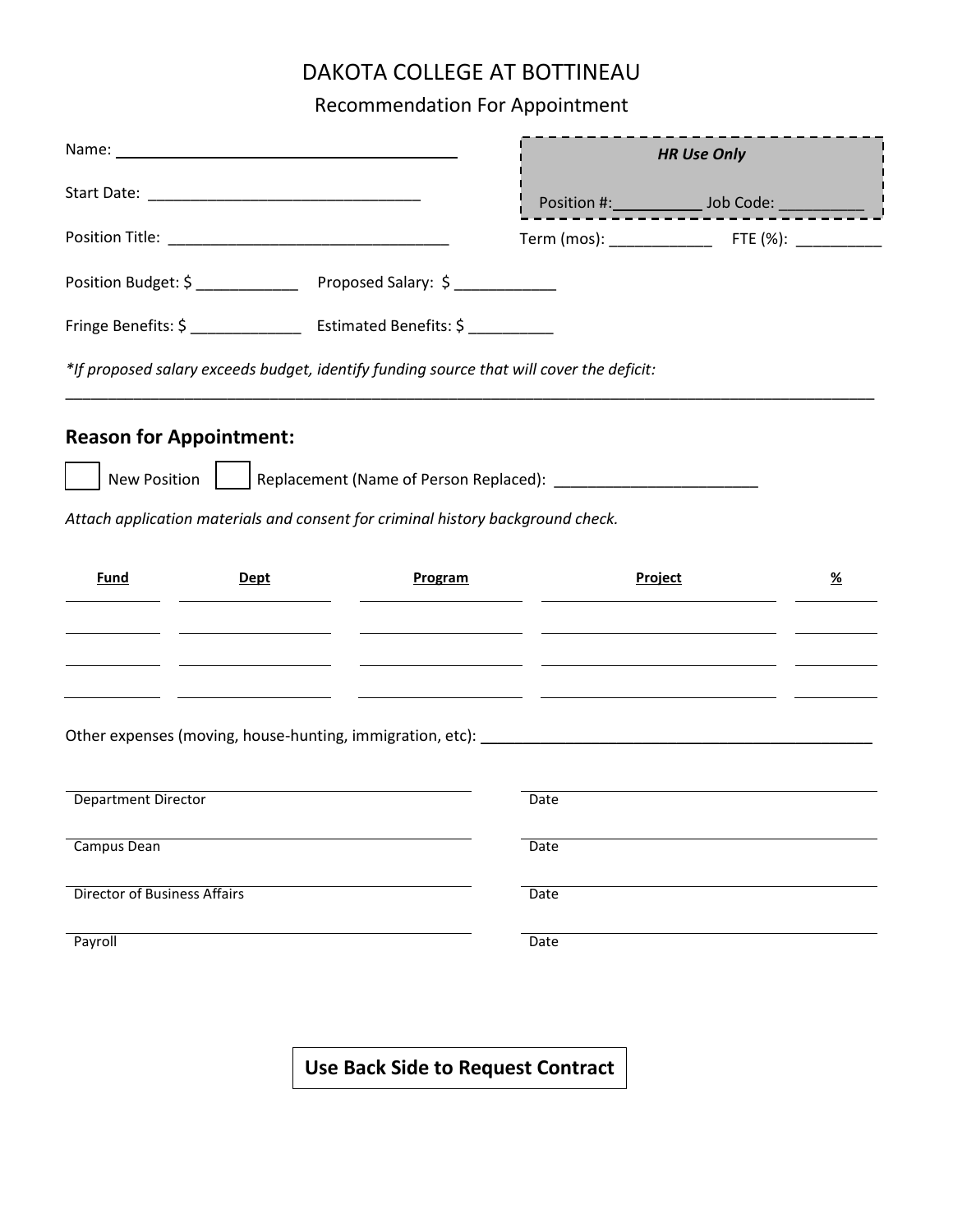# DAKOTA COLLEGE AT BOTTINEAU

## Recommendation For Appointment

Name: ________________________________________

Start Date: ________________________________

Position Title: __________________________________

| ***HR Use Only*** | |
|---|---|
| Position #: __________ | Job Code: __________ |

Term (mos): ____________ FTE (%): __________

Position Budget: $ ____________ Proposed Salary: $ ____________

Fringe Benefits: $ _____________ Estimated Benefits: $ __________

*\*If proposed salary exceeds budget, identify funding source that will cover the deficit:*

________________________________________________________________________________________________

### Reason for Appointment:

☐ New Position ☐ Replacement (Name of Person Replaced): ________________________

*Attach application materials and consent for criminal history background check.*

| Fund | Dept | Program | Project | % |
|---|---|---|---|---|
| | | | | |
| | | | | |
| | | | | |
| | | | | |

Other expenses (moving, house-hunting, immigration, etc): ______________________________________________

| | |
|---|---|
| Department Director | Date |
| Campus Dean | Date |
| Director of Business Affairs | Date |
| Payroll | Date |

**Use Back Side to Request Contract**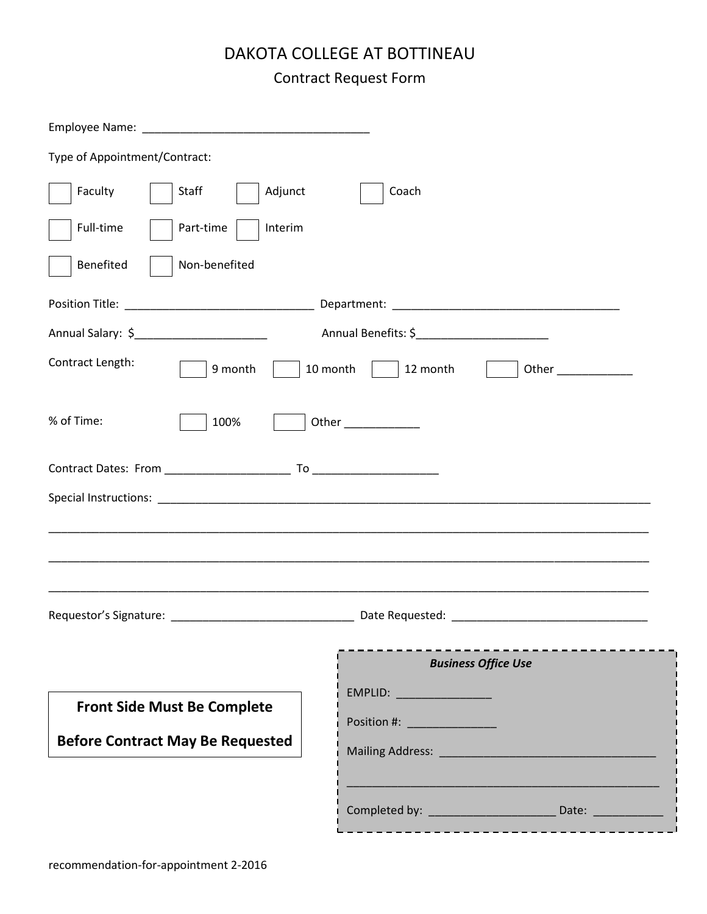# DAKOTA COLLEGE AT BOTTINEAU

## Contract Request Form

Employee Name: ___________________________________

Type of Appointment/Contract:

☐ Faculty ☐ Staff ☐ Adjunct ☐ Coach

☐ Full-time ☐ Part-time ☐ Interim

☐ Benefited ☐ Non-benefited

Position Title: ______________________________ Department: ____________________________________

Annual Salary: $____________________ Annual Benefits: $____________________

Contract Length: ☐ 9 month ☐ 10 month ☐ 12 month ☐ Other ___________

% of Time: ☐ 100% ☐ Other ___________

Contract Dates: From ___________________ To ___________________

Special Instructions: _____________________________________________________________________________

_____________________________________________________________________________________________

_____________________________________________________________________________________________

_____________________________________________________________________________________________

Requestor's Signature: ____________________________ Date Requested: ______________________________

**Front Side Must Be Complete**

**Before Contract May Be Requested**

***Business Office Use***

EMPLID: _______________

Position #: ______________

Mailing Address: _________________________________

_______________________________________________

Completed by: ___________________ Date: ___________

recommendation-for-appointment 2-2016